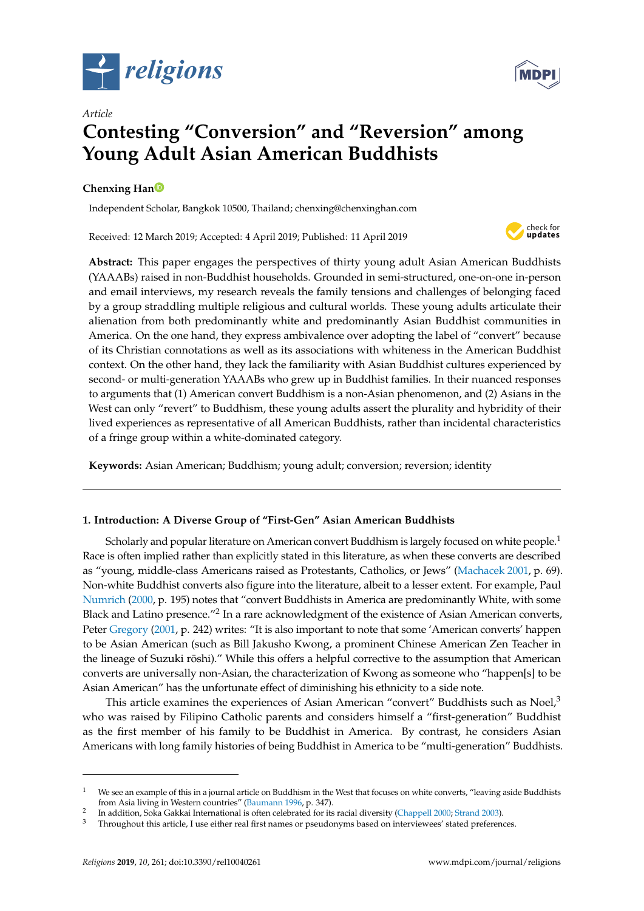*Article*

# Contesting "Conversion" and "Reversion" among Young Adult Asian American Buddhists

**Chenxing Han**

Independent Scholar, Bangkok 10500, Thailand; chenxing@chenxinghan.com

Received: 12 March 2019; Accepted: 4 April 2019; Published: 11 April 2019

**Abstract:** This paper engages the perspectives of thirty young adult Asian American Buddhists (YAAABs) raised in non-Buddhist households. Grounded in semi-structured, one-on-one in-person and email interviews, my research reveals the family tensions and challenges of belonging faced by a group straddling multiple religious and cultural worlds. These young adults articulate their alienation from both predominantly white and predominantly Asian Buddhist communities in America. On the one hand, they express ambivalence over adopting the label of "convert" because of its Christian connotations as well as its associations with whiteness in the American Buddhist context. On the other hand, they lack the familiarity with Asian Buddhist cultures experienced by second- or multi-generation YAAABs who grew up in Buddhist families. In their nuanced responses to arguments that (1) American convert Buddhism is a non-Asian phenomenon, and (2) Asians in the West can only "revert" to Buddhism, these young adults assert the plurality and hybridity of their lived experiences as representative of all American Buddhists, rather than incidental characteristics of a fringe group within a white-dominated category.

**Keywords:** Asian American; Buddhism; young adult; conversion; reversion; identity

---

## 1. Introduction: A Diverse Group of "First-Gen" Asian American Buddhists

Scholarly and popular literature on American convert Buddhism is largely focused on white people.[1] Race is often implied rather than explicitly stated in this literature, as when these converts are described as "young, middle-class Americans raised as Protestants, Catholics, or Jews" (Machacek 2001, p. 69). Non-white Buddhist converts also figure into the literature, albeit to a lesser extent. For example, Paul Numrich (2000, p. 195) notes that "convert Buddhists in America are predominantly White, with some Black and Latino presence."[2] In a rare acknowledgment of the existence of Asian American converts, Peter Gregory (2001, p. 242) writes: "It is also important to note that some 'American converts' happen to be Asian American (such as Bill Jakusho Kwong, a prominent Chinese American Zen Teacher in the lineage of Suzuki rōshi)." While this offers a helpful corrective to the assumption that American converts are universally non-Asian, the characterization of Kwong as someone who "happen[s] to be Asian American" has the unfortunate effect of diminishing his ethnicity to a side note.

This article examines the experiences of Asian American "convert" Buddhists such as Noel,[3] who was raised by Filipino Catholic parents and considers himself a "first-generation" Buddhist as the first member of his family to be Buddhist in America. By contrast, he considers Asian Americans with long family histories of being Buddhist in America to be "multi-generation" Buddhists.

---

[1] We see an example of this in a journal article on Buddhism in the West that focuses on white converts, "leaving aside Buddhists from Asia living in Western countries" (Baumann 1996, p. 347).

[2] In addition, Soka Gakkai International is often celebrated for its racial diversity (Chappell 2000; Strand 2003).

[3] Throughout this article, I use either real first names or pseudonyms based on interviewees' stated preferences.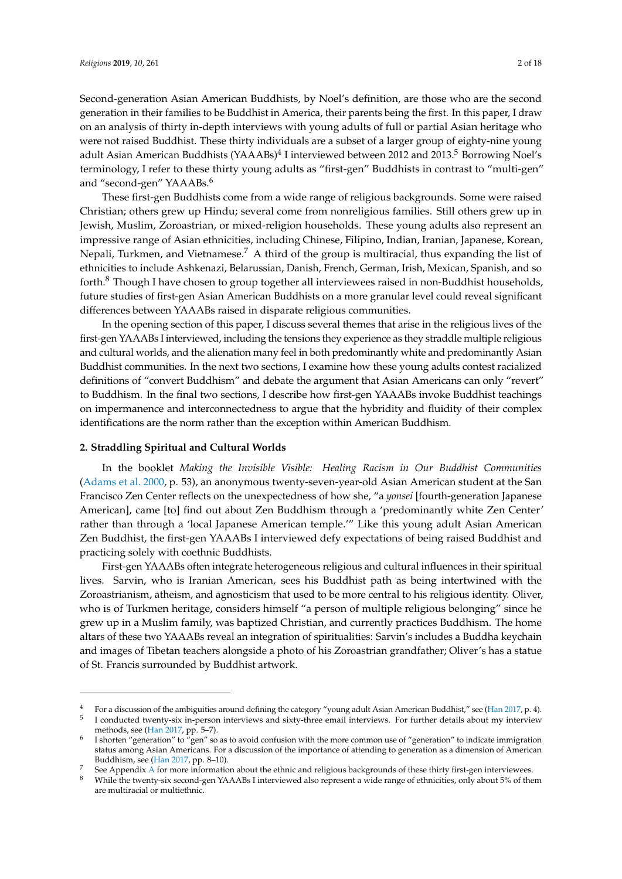Second-generation Asian American Buddhists, by Noel's definition, are those who are the second generation in their families to be Buddhist in America, their parents being the first. In this paper, I draw on an analysis of thirty in-depth interviews with young adults of full or partial Asian heritage who were not raised Buddhist. These thirty individuals are a subset of a larger group of eighty-nine young adult Asian American Buddhists (YAAABs)[4] I interviewed between 2012 and 2013.[5] Borrowing Noel's terminology, I refer to these thirty young adults as "first-gen" Buddhists in contrast to "multi-gen" and "second-gen" YAAABs.[6]

These first-gen Buddhists come from a wide range of religious backgrounds. Some were raised Christian; others grew up Hindu; several come from nonreligious families. Still others grew up in Jewish, Muslim, Zoroastrian, or mixed-religion households. These young adults also represent an impressive range of Asian ethnicities, including Chinese, Filipino, Indian, Iranian, Japanese, Korean, Nepali, Turkmen, and Vietnamese.[7] A third of the group is multiracial, thus expanding the list of ethnicities to include Ashkenazi, Belarussian, Danish, French, German, Irish, Mexican, Spanish, and so forth.[8] Though I have chosen to group together all interviewees raised in non-Buddhist households, future studies of first-gen Asian American Buddhists on a more granular level could reveal significant differences between YAAABs raised in disparate religious communities.

In the opening section of this paper, I discuss several themes that arise in the religious lives of the first-gen YAAABs I interviewed, including the tensions they experience as they straddle multiple religious and cultural worlds, and the alienation many feel in both predominantly white and predominantly Asian Buddhist communities. In the next two sections, I examine how these young adults contest racialized definitions of "convert Buddhism" and debate the argument that Asian Americans can only "revert" to Buddhism. In the final two sections, I describe how first-gen YAAABs invoke Buddhist teachings on impermanence and interconnectedness to argue that the hybridity and fluidity of their complex identifications are the norm rather than the exception within American Buddhism.

## 2. Straddling Spiritual and Cultural Worlds

In the booklet *Making the Invisible Visible: Healing Racism in Our Buddhist Communities* (Adams et al. 2000, p. 53), an anonymous twenty-seven-year-old Asian American student at the San Francisco Zen Center reflects on the unexpectedness of how she, "a *yonsei* [fourth-generation Japanese American], came [to] find out about Zen Buddhism through a 'predominantly white Zen Center' rather than through a 'local Japanese American temple.'" Like this young adult Asian American Zen Buddhist, the first-gen YAAABs I interviewed defy expectations of being raised Buddhist and practicing solely with coethnic Buddhists.

First-gen YAAABs often integrate heterogeneous religious and cultural influences in their spiritual lives. Sarvin, who is Iranian American, sees his Buddhist path as being intertwined with the Zoroastrianism, atheism, and agnosticism that used to be more central to his religious identity. Oliver, who is of Turkmen heritage, considers himself "a person of multiple religious belonging" since he grew up in a Muslim family, was baptized Christian, and currently practices Buddhism. The home altars of these two YAAABs reveal an integration of spiritualities: Sarvin's includes a Buddha keychain and images of Tibetan teachers alongside a photo of his Zoroastrian grandfather; Oliver's has a statue of St. Francis surrounded by Buddhist artwork.

---

[4] For a discussion of the ambiguities around defining the category "young adult Asian American Buddhist," see (Han 2017, p. 4).

[5] I conducted twenty-six in-person interviews and sixty-three email interviews. For further details about my interview methods, see (Han 2017, pp. 5–7).

[6] I shorten "generation" to "gen" so as to avoid confusion with the more common use of "generation" to indicate immigration status among Asian Americans. For a discussion of the importance of attending to generation as a dimension of American Buddhism, see (Han 2017, pp. 8–10).

[7] See Appendix A for more information about the ethnic and religious backgrounds of these thirty first-gen interviewees.

[8] While the twenty-six second-gen YAAABs I interviewed also represent a wide range of ethnicities, only about 5% of them are multiracial or multiethnic.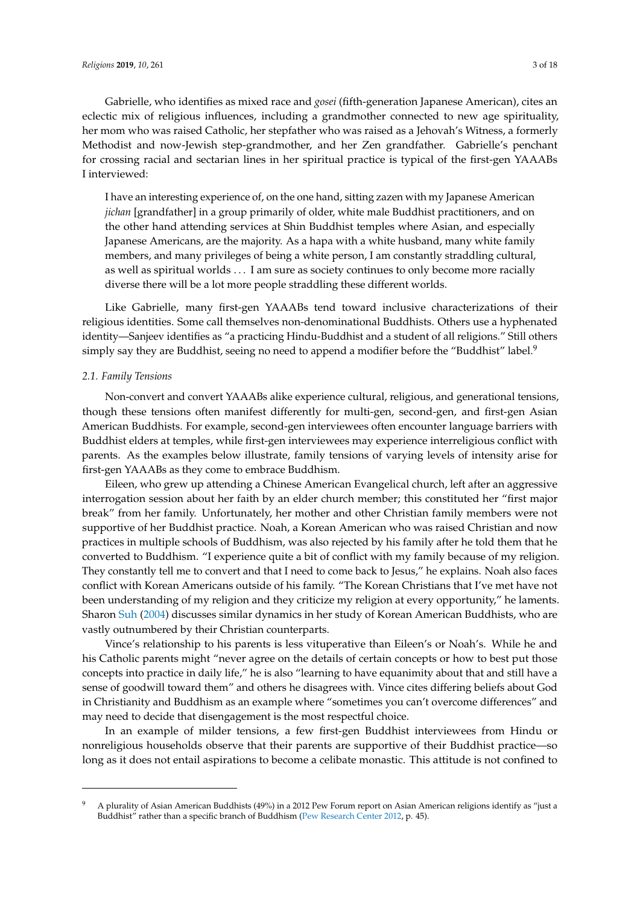Gabrielle, who identifies as mixed race and *gosei* (fifth-generation Japanese American), cites an eclectic mix of religious influences, including a grandmother connected to new age spirituality, her mom who was raised Catholic, her stepfather who was raised as a Jehovah's Witness, a formerly Methodist and now-Jewish step-grandmother, and her Zen grandfather. Gabrielle's penchant for crossing racial and sectarian lines in her spiritual practice is typical of the first-gen YAAABs I interviewed:

> I have an interesting experience of, on the one hand, sitting zazen with my Japanese American *jichan* [grandfather] in a group primarily of older, white male Buddhist practitioners, and on the other hand attending services at Shin Buddhist temples where Asian, and especially Japanese Americans, are the majority. As a hapa with a white husband, many white family members, and many privileges of being a white person, I am constantly straddling cultural, as well as spiritual worlds . . . I am sure as society continues to only become more racially diverse there will be a lot more people straddling these different worlds.

Like Gabrielle, many first-gen YAAABs tend toward inclusive characterizations of their religious identities. Some call themselves non-denominational Buddhists. Others use a hyphenated identity—Sanjeev identifies as "a practicing Hindu-Buddhist and a student of all religions." Still others simply say they are Buddhist, seeing no need to append a modifier before the "Buddhist" label.[9]

### *2.1. Family Tensions*

Non-convert and convert YAAABs alike experience cultural, religious, and generational tensions, though these tensions often manifest differently for multi-gen, second-gen, and first-gen Asian American Buddhists. For example, second-gen interviewees often encounter language barriers with Buddhist elders at temples, while first-gen interviewees may experience interreligious conflict with parents. As the examples below illustrate, family tensions of varying levels of intensity arise for first-gen YAAABs as they come to embrace Buddhism.

Eileen, who grew up attending a Chinese American Evangelical church, left after an aggressive interrogation session about her faith by an elder church member; this constituted her "first major break" from her family. Unfortunately, her mother and other Christian family members were not supportive of her Buddhist practice. Noah, a Korean American who was raised Christian and now practices in multiple schools of Buddhism, was also rejected by his family after he told them that he converted to Buddhism. "I experience quite a bit of conflict with my family because of my religion. They constantly tell me to convert and that I need to come back to Jesus," he explains. Noah also faces conflict with Korean Americans outside of his family. "The Korean Christians that I've met have not been understanding of my religion and they criticize my religion at every opportunity," he laments. Sharon Suh (2004) discusses similar dynamics in her study of Korean American Buddhists, who are vastly outnumbered by their Christian counterparts.

Vince's relationship to his parents is less vituperative than Eileen's or Noah's. While he and his Catholic parents might "never agree on the details of certain concepts or how to best put those concepts into practice in daily life," he is also "learning to have equanimity about that and still have a sense of goodwill toward them" and others he disagrees with. Vince cites differing beliefs about God in Christianity and Buddhism as an example where "sometimes you can't overcome differences" and may need to decide that disengagement is the most respectful choice.

In an example of milder tensions, a few first-gen Buddhist interviewees from Hindu or nonreligious households observe that their parents are supportive of their Buddhist practice—so long as it does not entail aspirations to become a celibate monastic. This attitude is not confined to

---

[9] A plurality of Asian American Buddhists (49%) in a 2012 Pew Forum report on Asian American religions identify as "just a Buddhist" rather than a specific branch of Buddhism (Pew Research Center 2012, p. 45).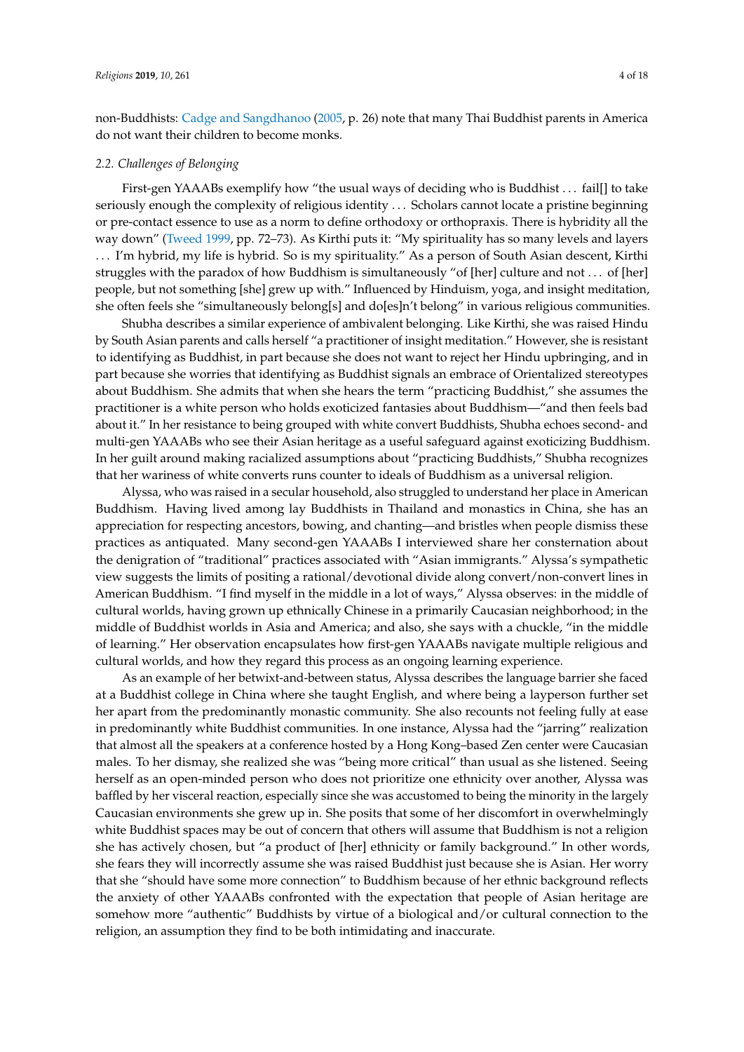non-Buddhists: Cadge and Sangdhanoo (2005, p. 26) note that many Thai Buddhist parents in America do not want their children to become monks.

### *2.2. Challenges of Belonging*

First-gen YAAABs exemplify how "the usual ways of deciding who is Buddhist . . . fail[] to take seriously enough the complexity of religious identity . . . Scholars cannot locate a pristine beginning or pre-contact essence to use as a norm to define orthodoxy or orthopraxis. There is hybridity all the way down" (Tweed 1999, pp. 72–73). As Kirthi puts it: "My spirituality has so many levels and layers . . . I'm hybrid, my life is hybrid. So is my spirituality." As a person of South Asian descent, Kirthi struggles with the paradox of how Buddhism is simultaneously "of [her] culture and not . . . of [her] people, but not something [she] grew up with." Influenced by Hinduism, yoga, and insight meditation, she often feels she "simultaneously belong[s] and do[es]n't belong" in various religious communities.

Shubha describes a similar experience of ambivalent belonging. Like Kirthi, she was raised Hindu by South Asian parents and calls herself "a practitioner of insight meditation." However, she is resistant to identifying as Buddhist, in part because she does not want to reject her Hindu upbringing, and in part because she worries that identifying as Buddhist signals an embrace of Orientalized stereotypes about Buddhism. She admits that when she hears the term "practicing Buddhist," she assumes the practitioner is a white person who holds exoticized fantasies about Buddhism—"and then feels bad about it." In her resistance to being grouped with white convert Buddhists, Shubha echoes second- and multi-gen YAAABs who see their Asian heritage as a useful safeguard against exoticizing Buddhism. In her guilt around making racialized assumptions about "practicing Buddhists," Shubha recognizes that her wariness of white converts runs counter to ideals of Buddhism as a universal religion.

Alyssa, who was raised in a secular household, also struggled to understand her place in American Buddhism. Having lived among lay Buddhists in Thailand and monastics in China, she has an appreciation for respecting ancestors, bowing, and chanting—and bristles when people dismiss these practices as antiquated. Many second-gen YAAABs I interviewed share her consternation about the denigration of "traditional" practices associated with "Asian immigrants." Alyssa's sympathetic view suggests the limits of positing a rational/devotional divide along convert/non-convert lines in American Buddhism. "I find myself in the middle in a lot of ways," Alyssa observes: in the middle of cultural worlds, having grown up ethnically Chinese in a primarily Caucasian neighborhood; in the middle of Buddhist worlds in Asia and America; and also, she says with a chuckle, "in the middle of learning." Her observation encapsulates how first-gen YAAABs navigate multiple religious and cultural worlds, and how they regard this process as an ongoing learning experience.

As an example of her betwixt-and-between status, Alyssa describes the language barrier she faced at a Buddhist college in China where she taught English, and where being a layperson further set her apart from the predominantly monastic community. She also recounts not feeling fully at ease in predominantly white Buddhist communities. In one instance, Alyssa had the "jarring" realization that almost all the speakers at a conference hosted by a Hong Kong–based Zen center were Caucasian males. To her dismay, she realized she was "being more critical" than usual as she listened. Seeing herself as an open-minded person who does not prioritize one ethnicity over another, Alyssa was baffled by her visceral reaction, especially since she was accustomed to being the minority in the largely Caucasian environments she grew up in. She posits that some of her discomfort in overwhelmingly white Buddhist spaces may be out of concern that others will assume that Buddhism is not a religion she has actively chosen, but "a product of [her] ethnicity or family background." In other words, she fears they will incorrectly assume she was raised Buddhist just because she is Asian. Her worry that she "should have some more connection" to Buddhism because of her ethnic background reflects the anxiety of other YAAABs confronted with the expectation that people of Asian heritage are somehow more "authentic" Buddhists by virtue of a biological and/or cultural connection to the religion, an assumption they find to be both intimidating and inaccurate.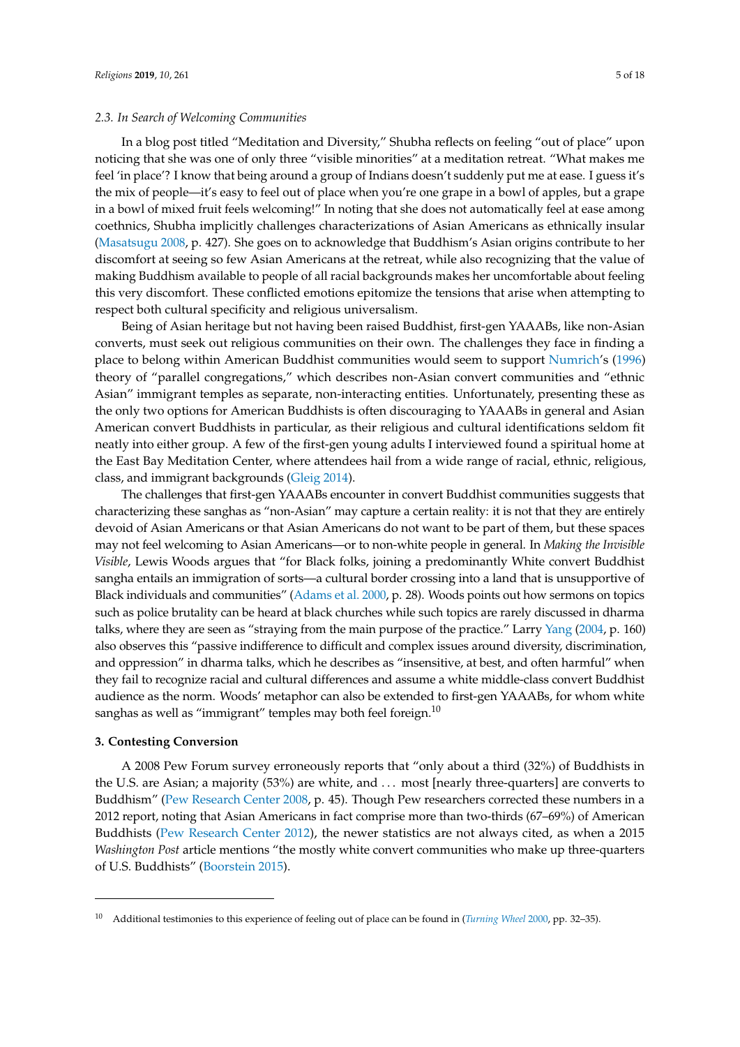### 2.3. In Search of Welcoming Communities

In a blog post titled "Meditation and Diversity," Shubha reflects on feeling "out of place" upon noticing that she was one of only three "visible minorities" at a meditation retreat. "What makes me feel 'in place'? I know that being around a group of Indians doesn't suddenly put me at ease. I guess it's the mix of people—it's easy to feel out of place when you're one grape in a bowl of apples, but a grape in a bowl of mixed fruit feels welcoming!" In noting that she does not automatically feel at ease among coethnics, Shubha implicitly challenges characterizations of Asian Americans as ethnically insular (Masatsugu 2008, p. 427). She goes on to acknowledge that Buddhism's Asian origins contribute to her discomfort at seeing so few Asian Americans at the retreat, while also recognizing that the value of making Buddhism available to people of all racial backgrounds makes her uncomfortable about feeling this very discomfort. These conflicted emotions epitomize the tensions that arise when attempting to respect both cultural specificity and religious universalism.

Being of Asian heritage but not having been raised Buddhist, first-gen YAAABs, like non-Asian converts, must seek out religious communities on their own. The challenges they face in finding a place to belong within American Buddhist communities would seem to support Numrich's (1996) theory of "parallel congregations," which describes non-Asian convert communities and "ethnic Asian" immigrant temples as separate, non-interacting entities. Unfortunately, presenting these as the only two options for American Buddhists is often discouraging to YAAABs in general and Asian American convert Buddhists in particular, as their religious and cultural identifications seldom fit neatly into either group. A few of the first-gen young adults I interviewed found a spiritual home at the East Bay Meditation Center, where attendees hail from a wide range of racial, ethnic, religious, class, and immigrant backgrounds (Gleig 2014).

The challenges that first-gen YAAABs encounter in convert Buddhist communities suggests that characterizing these sanghas as "non-Asian" may capture a certain reality: it is not that they are entirely devoid of Asian Americans or that Asian Americans do not want to be part of them, but these spaces may not feel welcoming to Asian Americans—or to non-white people in general. In *Making the Invisible Visible*, Lewis Woods argues that "for Black folks, joining a predominantly White convert Buddhist sangha entails an immigration of sorts—a cultural border crossing into a land that is unsupportive of Black individuals and communities" (Adams et al. 2000, p. 28). Woods points out how sermons on topics such as police brutality can be heard at black churches while such topics are rarely discussed in dharma talks, where they are seen as "straying from the main purpose of the practice." Larry Yang (2004, p. 160) also observes this "passive indifference to difficult and complex issues around diversity, discrimination, and oppression" in dharma talks, which he describes as "insensitive, at best, and often harmful" when they fail to recognize racial and cultural differences and assume a white middle-class convert Buddhist audience as the norm. Woods' metaphor can also be extended to first-gen YAAABs, for whom white sanghas as well as "immigrant" temples may both feel foreign.[10]

## 3. Contesting Conversion

A 2008 Pew Forum survey erroneously reports that "only about a third (32%) of Buddhists in the U.S. are Asian; a majority (53%) are white, and ... most [nearly three-quarters] are converts to Buddhism" (Pew Research Center 2008, p. 45). Though Pew researchers corrected these numbers in a 2012 report, noting that Asian Americans in fact comprise more than two-thirds (67–69%) of American Buddhists (Pew Research Center 2012), the newer statistics are not always cited, as when a 2015 *Washington Post* article mentions "the mostly white convert communities who make up three-quarters of U.S. Buddhists" (Boorstein 2015).

---

[10] Additional testimonies to this experience of feeling out of place can be found in (*Turning Wheel* 2000, pp. 32–35).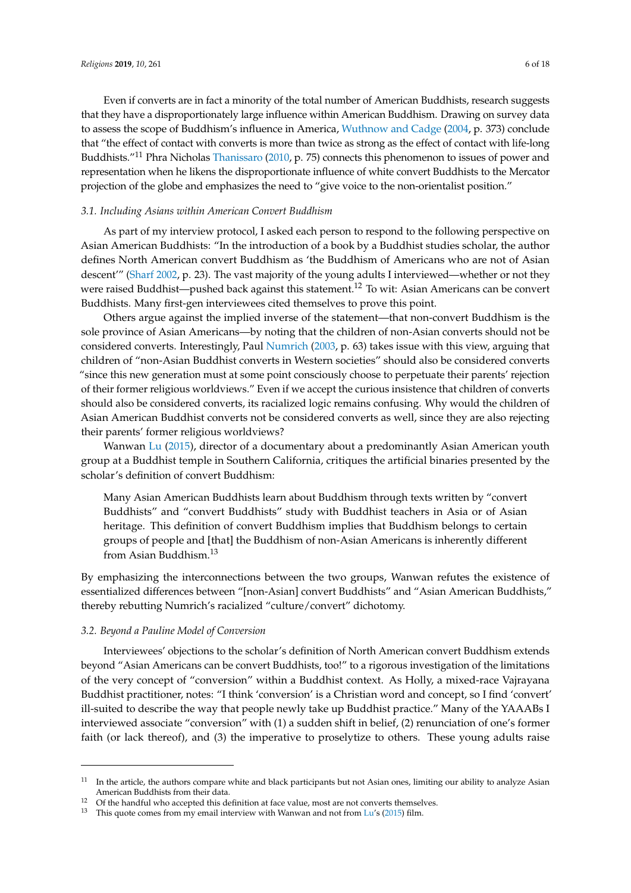Even if converts are in fact a minority of the total number of American Buddhists, research suggests that they have a disproportionately large influence within American Buddhism. Drawing on survey data to assess the scope of Buddhism's influence in America, Wuthnow and Cadge (2004, p. 373) conclude that "the effect of contact with converts is more than twice as strong as the effect of contact with life-long Buddhists."[11] Phra Nicholas Thanissaro (2010, p. 75) connects this phenomenon to issues of power and representation when he likens the disproportionate influence of white convert Buddhists to the Mercator projection of the globe and emphasizes the need to "give voice to the non-orientalist position."

### *3.1. Including Asians within American Convert Buddhism*

As part of my interview protocol, I asked each person to respond to the following perspective on Asian American Buddhists: "In the introduction of a book by a Buddhist studies scholar, the author defines North American convert Buddhism as 'the Buddhism of Americans who are not of Asian descent'" (Sharf 2002, p. 23). The vast majority of the young adults I interviewed—whether or not they were raised Buddhist—pushed back against this statement.[12] To wit: Asian Americans can be convert Buddhists. Many first-gen interviewees cited themselves to prove this point.

Others argue against the implied inverse of the statement—that non-convert Buddhism is the sole province of Asian Americans—by noting that the children of non-Asian converts should not be considered converts. Interestingly, Paul Numrich (2003, p. 63) takes issue with this view, arguing that children of "non-Asian Buddhist converts in Western societies" should also be considered converts "since this new generation must at some point consciously choose to perpetuate their parents' rejection of their former religious worldviews." Even if we accept the curious insistence that children of converts should also be considered converts, its racialized logic remains confusing. Why would the children of Asian American Buddhist converts not be considered converts as well, since they are also rejecting their parents' former religious worldviews?

Wanwan Lu (2015), director of a documentary about a predominantly Asian American youth group at a Buddhist temple in Southern California, critiques the artificial binaries presented by the scholar's definition of convert Buddhism:

> Many Asian American Buddhists learn about Buddhism through texts written by "convert Buddhists" and "convert Buddhists" study with Buddhist teachers in Asia or of Asian heritage. This definition of convert Buddhism implies that Buddhism belongs to certain groups of people and [that] the Buddhism of non-Asian Americans is inherently different from Asian Buddhism.[13]

By emphasizing the interconnections between the two groups, Wanwan refutes the existence of essentialized differences between "[non-Asian] convert Buddhists" and "Asian American Buddhists," thereby rebutting Numrich's racialized "culture/convert" dichotomy.

### *3.2. Beyond a Pauline Model of Conversion*

Interviewees' objections to the scholar's definition of North American convert Buddhism extends beyond "Asian Americans can be convert Buddhists, too!" to a rigorous investigation of the limitations of the very concept of "conversion" within a Buddhist context. As Holly, a mixed-race Vajrayana Buddhist practitioner, notes: "I think 'conversion' is a Christian word and concept, so I find 'convert' ill-suited to describe the way that people newly take up Buddhist practice." Many of the YAAABs I interviewed associate "conversion" with (1) a sudden shift in belief, (2) renunciation of one's former faith (or lack thereof), and (3) the imperative to proselytize to others. These young adults raise

---

[11] In the article, the authors compare white and black participants but not Asian ones, limiting our ability to analyze Asian American Buddhists from their data.

[12] Of the handful who accepted this definition at face value, most are not converts themselves.

[13] This quote comes from my email interview with Wanwan and not from Lu's (2015) film.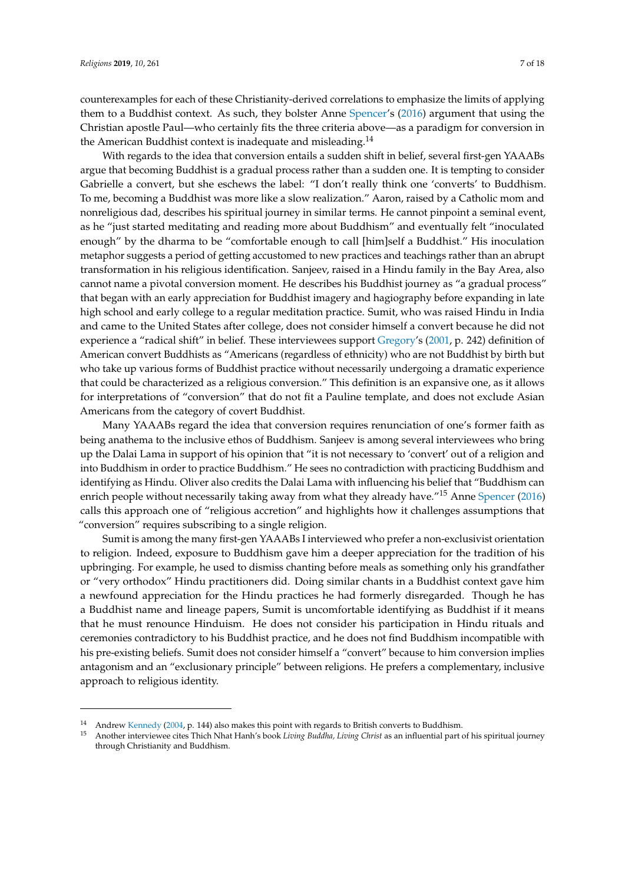counterexamples for each of these Christianity-derived correlations to emphasize the limits of applying them to a Buddhist context. As such, they bolster Anne Spencer's (2016) argument that using the Christian apostle Paul—who certainly fits the three criteria above—as a paradigm for conversion in the American Buddhist context is inadequate and misleading.[14]

With regards to the idea that conversion entails a sudden shift in belief, several first-gen YAAABs argue that becoming Buddhist is a gradual process rather than a sudden one. It is tempting to consider Gabrielle a convert, but she eschews the label: "I don't really think one 'converts' to Buddhism. To me, becoming a Buddhist was more like a slow realization." Aaron, raised by a Catholic mom and nonreligious dad, describes his spiritual journey in similar terms. He cannot pinpoint a seminal event, as he "just started meditating and reading more about Buddhism" and eventually felt "inoculated enough" by the dharma to be "comfortable enough to call [him]self a Buddhist." His inoculation metaphor suggests a period of getting accustomed to new practices and teachings rather than an abrupt transformation in his religious identification. Sanjeev, raised in a Hindu family in the Bay Area, also cannot name a pivotal conversion moment. He describes his Buddhist journey as "a gradual process" that began with an early appreciation for Buddhist imagery and hagiography before expanding in late high school and early college to a regular meditation practice. Sumit, who was raised Hindu in India and came to the United States after college, does not consider himself a convert because he did not experience a "radical shift" in belief. These interviewees support Gregory's (2001, p. 242) definition of American convert Buddhists as "Americans (regardless of ethnicity) who are not Buddhist by birth but who take up various forms of Buddhist practice without necessarily undergoing a dramatic experience that could be characterized as a religious conversion." This definition is an expansive one, as it allows for interpretations of "conversion" that do not fit a Pauline template, and does not exclude Asian Americans from the category of covert Buddhist.

Many YAAABs regard the idea that conversion requires renunciation of one's former faith as being anathema to the inclusive ethos of Buddhism. Sanjeev is among several interviewees who bring up the Dalai Lama in support of his opinion that "it is not necessary to 'convert' out of a religion and into Buddhism in order to practice Buddhism." He sees no contradiction with practicing Buddhism and identifying as Hindu. Oliver also credits the Dalai Lama with influencing his belief that "Buddhism can enrich people without necessarily taking away from what they already have."[15] Anne Spencer (2016) calls this approach one of "religious accretion" and highlights how it challenges assumptions that "conversion" requires subscribing to a single religion.

Sumit is among the many first-gen YAAABs I interviewed who prefer a non-exclusivist orientation to religion. Indeed, exposure to Buddhism gave him a deeper appreciation for the tradition of his upbringing. For example, he used to dismiss chanting before meals as something only his grandfather or "very orthodox" Hindu practitioners did. Doing similar chants in a Buddhist context gave him a newfound appreciation for the Hindu practices he had formerly disregarded. Though he has a Buddhist name and lineage papers, Sumit is uncomfortable identifying as Buddhist if it means that he must renounce Hinduism. He does not consider his participation in Hindu rituals and ceremonies contradictory to his Buddhist practice, and he does not find Buddhism incompatible with his pre-existing beliefs. Sumit does not consider himself a "convert" because to him conversion implies antagonism and an "exclusionary principle" between religions. He prefers a complementary, inclusive approach to religious identity.

[14] Andrew Kennedy (2004, p. 144) also makes this point with regards to British converts to Buddhism.

[15] Another interviewee cites Thich Nhat Hanh's book *Living Buddha, Living Christ* as an influential part of his spiritual journey through Christianity and Buddhism.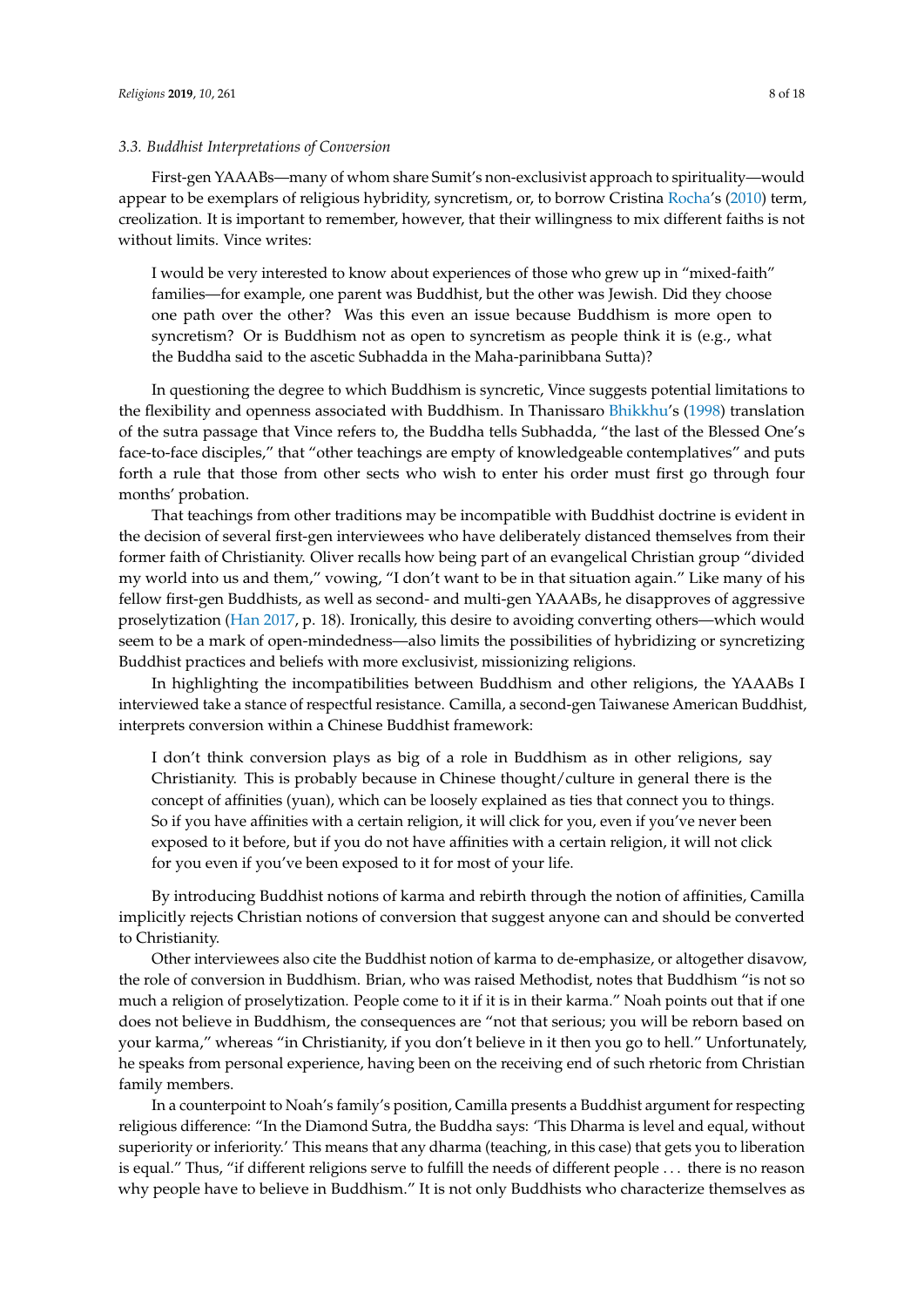### 3.3. Buddhist Interpretations of Conversion

First-gen YAAABs—many of whom share Sumit's non-exclusivist approach to spirituality—would appear to be exemplars of religious hybridity, syncretism, or, to borrow Cristina Rocha's (2010) term, creolization. It is important to remember, however, that their willingness to mix different faiths is not without limits. Vince writes:

> I would be very interested to know about experiences of those who grew up in "mixed-faith" families—for example, one parent was Buddhist, but the other was Jewish. Did they choose one path over the other? Was this even an issue because Buddhism is more open to syncretism? Or is Buddhism not as open to syncretism as people think it is (e.g., what the Buddha said to the ascetic Subhadda in the Maha-parinibbana Sutta)?

In questioning the degree to which Buddhism is syncretic, Vince suggests potential limitations to the flexibility and openness associated with Buddhism. In Thanissaro Bhikkhu's (1998) translation of the sutra passage that Vince refers to, the Buddha tells Subhadda, "the last of the Blessed One's face-to-face disciples," that "other teachings are empty of knowledgeable contemplatives" and puts forth a rule that those from other sects who wish to enter his order must first go through four months' probation.

That teachings from other traditions may be incompatible with Buddhist doctrine is evident in the decision of several first-gen interviewees who have deliberately distanced themselves from their former faith of Christianity. Oliver recalls how being part of an evangelical Christian group "divided my world into us and them," vowing, "I don't want to be in that situation again." Like many of his fellow first-gen Buddhists, as well as second- and multi-gen YAAABs, he disapproves of aggressive proselytization (Han 2017, p. 18). Ironically, this desire to avoiding converting others—which would seem to be a mark of open-mindedness—also limits the possibilities of hybridizing or syncretizing Buddhist practices and beliefs with more exclusivist, missionizing religions.

In highlighting the incompatibilities between Buddhism and other religions, the YAAABs I interviewed take a stance of respectful resistance. Camilla, a second-gen Taiwanese American Buddhist, interprets conversion within a Chinese Buddhist framework:

> I don't think conversion plays as big of a role in Buddhism as in other religions, say Christianity. This is probably because in Chinese thought/culture in general there is the concept of affinities (yuan), which can be loosely explained as ties that connect you to things. So if you have affinities with a certain religion, it will click for you, even if you've never been exposed to it before, but if you do not have affinities with a certain religion, it will not click for you even if you've been exposed to it for most of your life.

By introducing Buddhist notions of karma and rebirth through the notion of affinities, Camilla implicitly rejects Christian notions of conversion that suggest anyone can and should be converted to Christianity.

Other interviewees also cite the Buddhist notion of karma to de-emphasize, or altogether disavow, the role of conversion in Buddhism. Brian, who was raised Methodist, notes that Buddhism "is not so much a religion of proselytization. People come to it if it is in their karma." Noah points out that if one does not believe in Buddhism, the consequences are "not that serious; you will be reborn based on your karma," whereas "in Christianity, if you don't believe in it then you go to hell." Unfortunately, he speaks from personal experience, having been on the receiving end of such rhetoric from Christian family members.

In a counterpoint to Noah's family's position, Camilla presents a Buddhist argument for respecting religious difference: "In the Diamond Sutra, the Buddha says: 'This Dharma is level and equal, without superiority or inferiority.' This means that any dharma (teaching, in this case) that gets you to liberation is equal." Thus, "if different religions serve to fulfill the needs of different people . . . there is no reason why people have to believe in Buddhism." It is not only Buddhists who characterize themselves as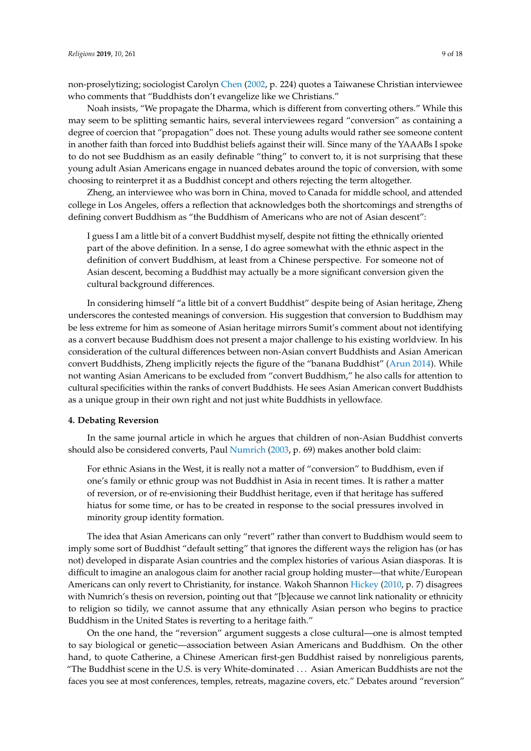non-proselytizing; sociologist Carolyn Chen (2002, p. 224) quotes a Taiwanese Christian interviewee who comments that "Buddhists don't evangelize like we Christians."

Noah insists, "We propagate the Dharma, which is different from converting others." While this may seem to be splitting semantic hairs, several interviewees regard "conversion" as containing a degree of coercion that "propagation" does not. These young adults would rather see someone content in another faith than forced into Buddhist beliefs against their will. Since many of the YAAABs I spoke to do not see Buddhism as an easily definable "thing" to convert to, it is not surprising that these young adult Asian Americans engage in nuanced debates around the topic of conversion, with some choosing to reinterpret it as a Buddhist concept and others rejecting the term altogether.

Zheng, an interviewee who was born in China, moved to Canada for middle school, and attended college in Los Angeles, offers a reflection that acknowledges both the shortcomings and strengths of defining convert Buddhism as "the Buddhism of Americans who are not of Asian descent":

> I guess I am a little bit of a convert Buddhist myself, despite not fitting the ethnically oriented part of the above definition. In a sense, I do agree somewhat with the ethnic aspect in the definition of convert Buddhism, at least from a Chinese perspective. For someone not of Asian descent, becoming a Buddhist may actually be a more significant conversion given the cultural background differences.

In considering himself "a little bit of a convert Buddhist" despite being of Asian heritage, Zheng underscores the contested meanings of conversion. His suggestion that conversion to Buddhism may be less extreme for him as someone of Asian heritage mirrors Sumit's comment about not identifying as a convert because Buddhism does not present a major challenge to his existing worldview. In his consideration of the cultural differences between non-Asian convert Buddhists and Asian American convert Buddhists, Zheng implicitly rejects the figure of the "banana Buddhist" (Arun 2014). While not wanting Asian Americans to be excluded from "convert Buddhism," he also calls for attention to cultural specificities within the ranks of convert Buddhists. He sees Asian American convert Buddhists as a unique group in their own right and not just white Buddhists in yellowface.

#### 4. Debating Reversion

In the same journal article in which he argues that children of non-Asian Buddhist converts should also be considered converts, Paul Numrich (2003, p. 69) makes another bold claim:

> For ethnic Asians in the West, it is really not a matter of "conversion" to Buddhism, even if one's family or ethnic group was not Buddhist in Asia in recent times. It is rather a matter of reversion, or of re-envisioning their Buddhist heritage, even if that heritage has suffered hiatus for some time, or has to be created in response to the social pressures involved in minority group identity formation.

The idea that Asian Americans can only "revert" rather than convert to Buddhism would seem to imply some sort of Buddhist "default setting" that ignores the different ways the religion has (or has not) developed in disparate Asian countries and the complex histories of various Asian diasporas. It is difficult to imagine an analogous claim for another racial group holding muster—that white/European Americans can only revert to Christianity, for instance. Wakoh Shannon Hickey (2010, p. 7) disagrees with Numrich's thesis on reversion, pointing out that "[b]ecause we cannot link nationality or ethnicity to religion so tidily, we cannot assume that any ethnically Asian person who begins to practice Buddhism in the United States is reverting to a heritage faith."

On the one hand, the "reversion" argument suggests a close cultural—one is almost tempted to say biological or genetic—association between Asian Americans and Buddhism. On the other hand, to quote Catherine, a Chinese American first-gen Buddhist raised by nonreligious parents, "The Buddhist scene in the U.S. is very White-dominated ... Asian American Buddhists are not the faces you see at most conferences, temples, retreats, magazine covers, etc." Debates around "reversion"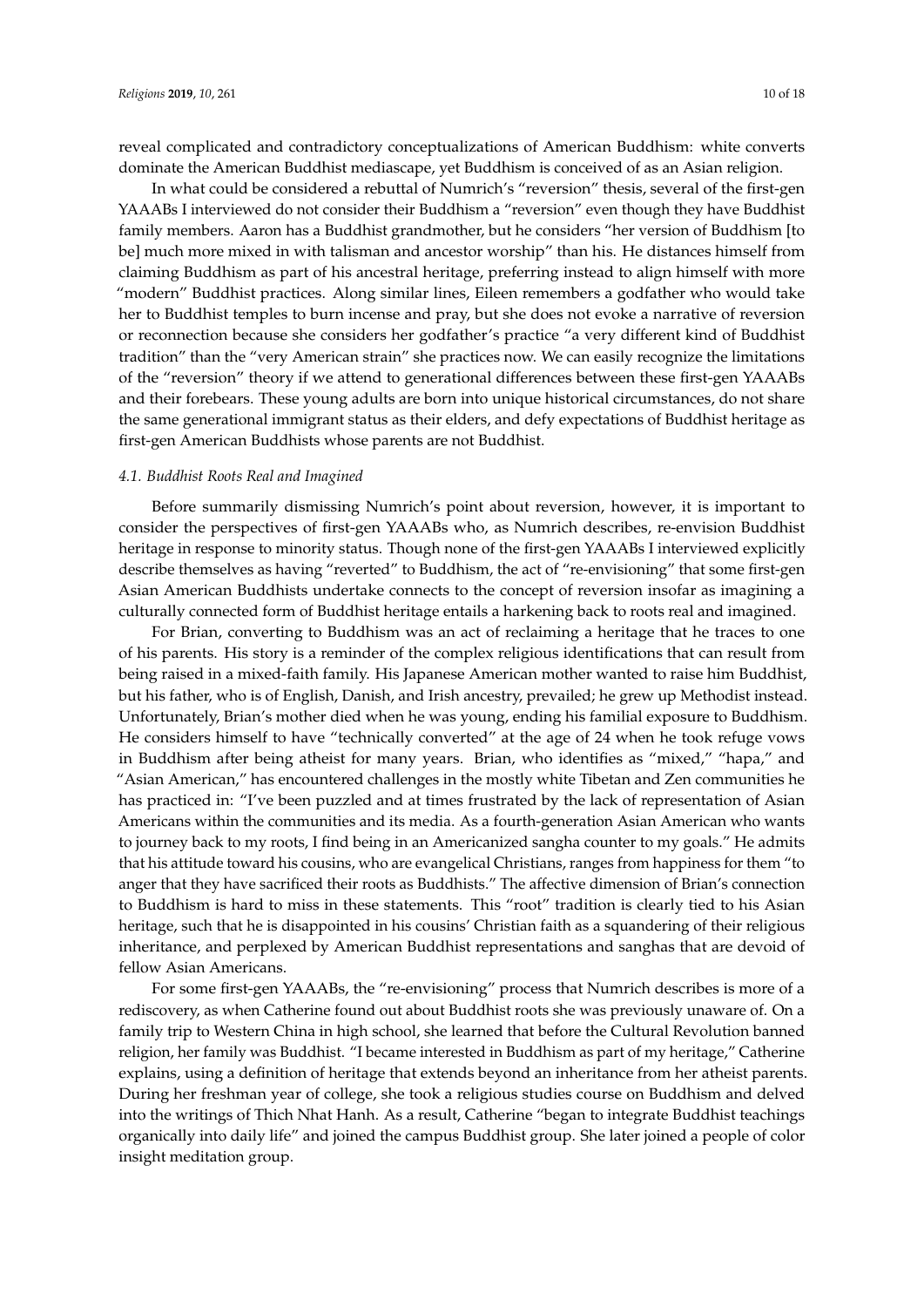reveal complicated and contradictory conceptualizations of American Buddhism: white converts dominate the American Buddhist mediascape, yet Buddhism is conceived of as an Asian religion.

In what could be considered a rebuttal of Numrich's "reversion" thesis, several of the first-gen YAAABs I interviewed do not consider their Buddhism a "reversion" even though they have Buddhist family members. Aaron has a Buddhist grandmother, but he considers "her version of Buddhism [to be] much more mixed in with talisman and ancestor worship" than his. He distances himself from claiming Buddhism as part of his ancestral heritage, preferring instead to align himself with more "modern" Buddhist practices. Along similar lines, Eileen remembers a godfather who would take her to Buddhist temples to burn incense and pray, but she does not evoke a narrative of reversion or reconnection because she considers her godfather's practice "a very different kind of Buddhist tradition" than the "very American strain" she practices now. We can easily recognize the limitations of the "reversion" theory if we attend to generational differences between these first-gen YAAABs and their forebears. These young adults are born into unique historical circumstances, do not share the same generational immigrant status as their elders, and defy expectations of Buddhist heritage as first-gen American Buddhists whose parents are not Buddhist.

### *4.1. Buddhist Roots Real and Imagined*

Before summarily dismissing Numrich's point about reversion, however, it is important to consider the perspectives of first-gen YAAABs who, as Numrich describes, re-envision Buddhist heritage in response to minority status. Though none of the first-gen YAAABs I interviewed explicitly describe themselves as having "reverted" to Buddhism, the act of "re-envisioning" that some first-gen Asian American Buddhists undertake connects to the concept of reversion insofar as imagining a culturally connected form of Buddhist heritage entails a harkening back to roots real and imagined.

For Brian, converting to Buddhism was an act of reclaiming a heritage that he traces to one of his parents. His story is a reminder of the complex religious identifications that can result from being raised in a mixed-faith family. His Japanese American mother wanted to raise him Buddhist, but his father, who is of English, Danish, and Irish ancestry, prevailed; he grew up Methodist instead. Unfortunately, Brian's mother died when he was young, ending his familial exposure to Buddhism. He considers himself to have "technically converted" at the age of 24 when he took refuge vows in Buddhism after being atheist for many years. Brian, who identifies as "mixed," "hapa," and "Asian American," has encountered challenges in the mostly white Tibetan and Zen communities he has practiced in: "I've been puzzled and at times frustrated by the lack of representation of Asian Americans within the communities and its media. As a fourth-generation Asian American who wants to journey back to my roots, I find being in an Americanized sangha counter to my goals." He admits that his attitude toward his cousins, who are evangelical Christians, ranges from happiness for them "to anger that they have sacrificed their roots as Buddhists." The affective dimension of Brian's connection to Buddhism is hard to miss in these statements. This "root" tradition is clearly tied to his Asian heritage, such that he is disappointed in his cousins' Christian faith as a squandering of their religious inheritance, and perplexed by American Buddhist representations and sanghas that are devoid of fellow Asian Americans.

For some first-gen YAAABs, the "re-envisioning" process that Numrich describes is more of a rediscovery, as when Catherine found out about Buddhist roots she was previously unaware of. On a family trip to Western China in high school, she learned that before the Cultural Revolution banned religion, her family was Buddhist. "I became interested in Buddhism as part of my heritage," Catherine explains, using a definition of heritage that extends beyond an inheritance from her atheist parents. During her freshman year of college, she took a religious studies course on Buddhism and delved into the writings of Thich Nhat Hanh. As a result, Catherine "began to integrate Buddhist teachings organically into daily life" and joined the campus Buddhist group. She later joined a people of color insight meditation group.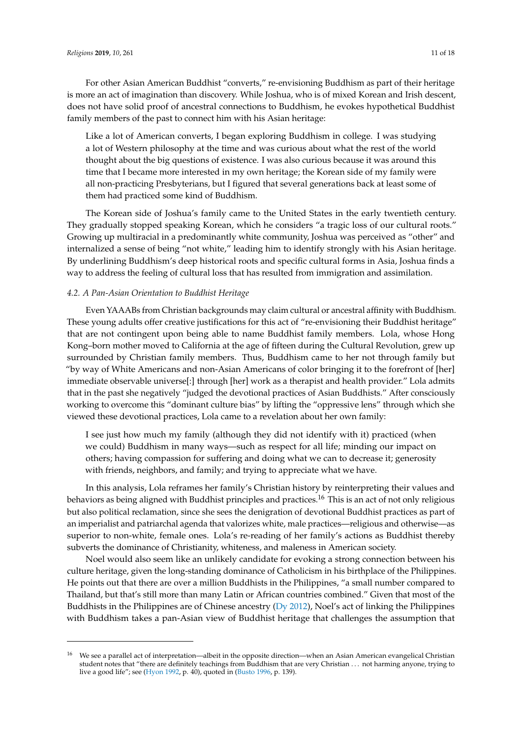For other Asian American Buddhist "converts," re-envisioning Buddhism as part of their heritage is more an act of imagination than discovery. While Joshua, who is of mixed Korean and Irish descent, does not have solid proof of ancestral connections to Buddhism, he evokes hypothetical Buddhist family members of the past to connect him with his Asian heritage:

> Like a lot of American converts, I began exploring Buddhism in college. I was studying a lot of Western philosophy at the time and was curious about what the rest of the world thought about the big questions of existence. I was also curious because it was around this time that I became more interested in my own heritage; the Korean side of my family were all non-practicing Presbyterians, but I figured that several generations back at least some of them had practiced some kind of Buddhism.

The Korean side of Joshua's family came to the United States in the early twentieth century. They gradually stopped speaking Korean, which he considers "a tragic loss of our cultural roots." Growing up multiracial in a predominantly white community, Joshua was perceived as "other" and internalized a sense of being "not white," leading him to identify strongly with his Asian heritage. By underlining Buddhism's deep historical roots and specific cultural forms in Asia, Joshua finds a way to address the feeling of cultural loss that has resulted from immigration and assimilation.

### *4.2. A Pan-Asian Orientation to Buddhist Heritage*

Even YAAABs from Christian backgrounds may claim cultural or ancestral affinity with Buddhism. These young adults offer creative justifications for this act of "re-envisioning their Buddhist heritage" that are not contingent upon being able to name Buddhist family members. Lola, whose Hong Kong–born mother moved to California at the age of fifteen during the Cultural Revolution, grew up surrounded by Christian family members. Thus, Buddhism came to her not through family but "by way of White Americans and non-Asian Americans of color bringing it to the forefront of [her] immediate observable universe[:] through [her] work as a therapist and health provider." Lola admits that in the past she negatively "judged the devotional practices of Asian Buddhists." After consciously working to overcome this "dominant culture bias" by lifting the "oppressive lens" through which she viewed these devotional practices, Lola came to a revelation about her own family:

> I see just how much my family (although they did not identify with it) practiced (when we could) Buddhism in many ways—such as respect for all life; minding our impact on others; having compassion for suffering and doing what we can to decrease it; generosity with friends, neighbors, and family; and trying to appreciate what we have.

In this analysis, Lola reframes her family's Christian history by reinterpreting their values and behaviors as being aligned with Buddhist principles and practices.[16] This is an act of not only religious but also political reclamation, since she sees the denigration of devotional Buddhist practices as part of an imperialist and patriarchal agenda that valorizes white, male practices—religious and otherwise—as superior to non-white, female ones. Lola's re-reading of her family's actions as Buddhist thereby subverts the dominance of Christianity, whiteness, and maleness in American society.

Noel would also seem like an unlikely candidate for evoking a strong connection between his culture heritage, given the long-standing dominance of Catholicism in his birthplace of the Philippines. He points out that there are over a million Buddhists in the Philippines, "a small number compared to Thailand, but that's still more than many Latin or African countries combined." Given that most of the Buddhists in the Philippines are of Chinese ancestry (Dy 2012), Noel's act of linking the Philippines with Buddhism takes a pan-Asian view of Buddhist heritage that challenges the assumption that

---

[16] We see a parallel act of interpretation—albeit in the opposite direction—when an Asian American evangelical Christian student notes that "there are definitely teachings from Buddhism that are very Christian . . . not harming anyone, trying to live a good life"; see (Hyon 1992, p. 40), quoted in (Busto 1996, p. 139).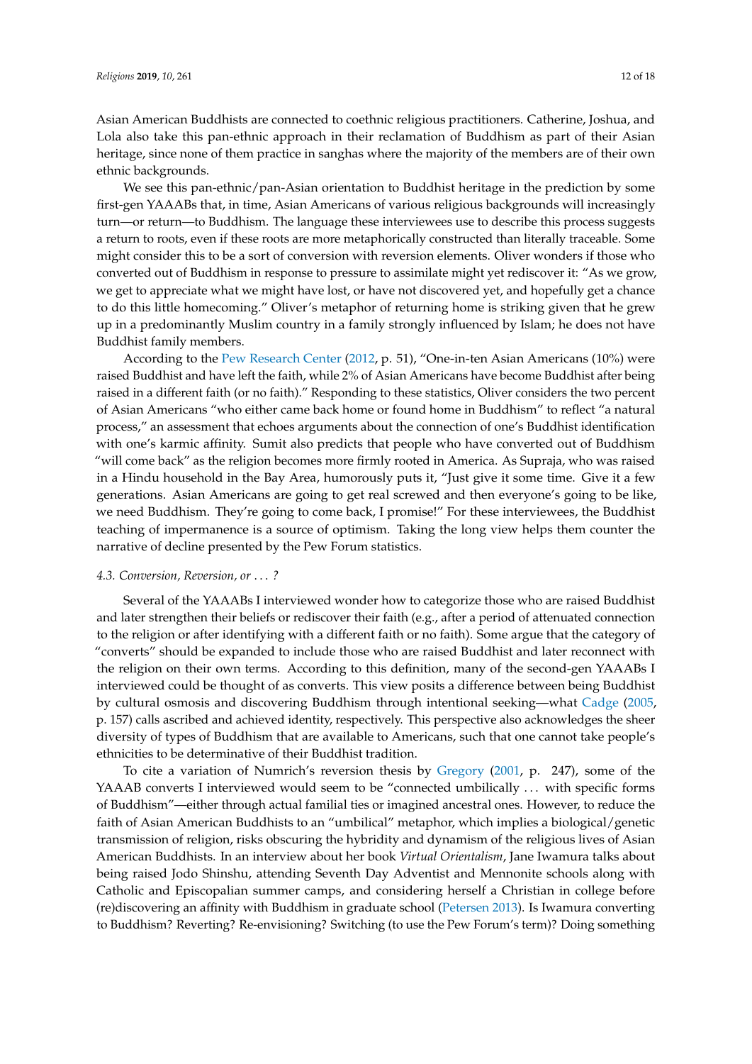Asian American Buddhists are connected to coethnic religious practitioners. Catherine, Joshua, and Lola also take this pan-ethnic approach in their reclamation of Buddhism as part of their Asian heritage, since none of them practice in sanghas where the majority of the members are of their own ethnic backgrounds.

We see this pan-ethnic/pan-Asian orientation to Buddhist heritage in the prediction by some first-gen YAAABs that, in time, Asian Americans of various religious backgrounds will increasingly turn—or return—to Buddhism. The language these interviewees use to describe this process suggests a return to roots, even if these roots are more metaphorically constructed than literally traceable. Some might consider this to be a sort of conversion with reversion elements. Oliver wonders if those who converted out of Buddhism in response to pressure to assimilate might yet rediscover it: "As we grow, we get to appreciate what we might have lost, or have not discovered yet, and hopefully get a chance to do this little homecoming." Oliver's metaphor of returning home is striking given that he grew up in a predominantly Muslim country in a family strongly influenced by Islam; he does not have Buddhist family members.

According to the Pew Research Center (2012, p. 51), "One-in-ten Asian Americans (10%) were raised Buddhist and have left the faith, while 2% of Asian Americans have become Buddhist after being raised in a different faith (or no faith)." Responding to these statistics, Oliver considers the two percent of Asian Americans "who either came back home or found home in Buddhism" to reflect "a natural process," an assessment that echoes arguments about the connection of one's Buddhist identification with one's karmic affinity. Sumit also predicts that people who have converted out of Buddhism "will come back" as the religion becomes more firmly rooted in America. As Supraja, who was raised in a Hindu household in the Bay Area, humorously puts it, "Just give it some time. Give it a few generations. Asian Americans are going to get real screwed and then everyone's going to be like, we need Buddhism. They're going to come back, I promise!" For these interviewees, the Buddhist teaching of impermanence is a source of optimism. Taking the long view helps them counter the narrative of decline presented by the Pew Forum statistics.

### 4.3. Conversion, Reversion, or ... ?

Several of the YAAABs I interviewed wonder how to categorize those who are raised Buddhist and later strengthen their beliefs or rediscover their faith (e.g., after a period of attenuated connection to the religion or after identifying with a different faith or no faith). Some argue that the category of "converts" should be expanded to include those who are raised Buddhist and later reconnect with the religion on their own terms. According to this definition, many of the second-gen YAAABs I interviewed could be thought of as converts. This view posits a difference between being Buddhist by cultural osmosis and discovering Buddhism through intentional seeking—what Cadge (2005, p. 157) calls ascribed and achieved identity, respectively. This perspective also acknowledges the sheer diversity of types of Buddhism that are available to Americans, such that one cannot take people's ethnicities to be determinative of their Buddhist tradition.

To cite a variation of Numrich's reversion thesis by Gregory (2001, p. 247), some of the YAAAB converts I interviewed would seem to be "connected umbilically ... with specific forms of Buddhism"—either through actual familial ties or imagined ancestral ones. However, to reduce the faith of Asian American Buddhists to an "umbilical" metaphor, which implies a biological/genetic transmission of religion, risks obscuring the hybridity and dynamism of the religious lives of Asian American Buddhists. In an interview about her book *Virtual Orientalism*, Jane Iwamura talks about being raised Jodo Shinshu, attending Seventh Day Adventist and Mennonite schools along with Catholic and Episcopalian summer camps, and considering herself a Christian in college before (re)discovering an affinity with Buddhism in graduate school (Petersen 2013). Is Iwamura converting to Buddhism? Reverting? Re-envisioning? Switching (to use the Pew Forum's term)? Doing something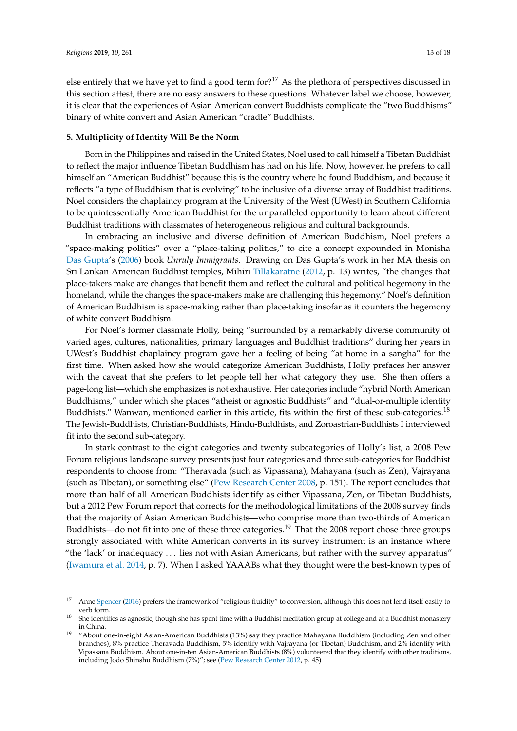else entirely that we have yet to find a good term for?[17] As the plethora of perspectives discussed in this section attest, there are no easy answers to these questions. Whatever label we choose, however, it is clear that the experiences of Asian American convert Buddhists complicate the "two Buddhisms" binary of white convert and Asian American "cradle" Buddhists.

**5. Multiplicity of Identity Will Be the Norm**

Born in the Philippines and raised in the United States, Noel used to call himself a Tibetan Buddhist to reflect the major influence Tibetan Buddhism has had on his life. Now, however, he prefers to call himself an "American Buddhist" because this is the country where he found Buddhism, and because it reflects "a type of Buddhism that is evolving" to be inclusive of a diverse array of Buddhist traditions. Noel considers the chaplaincy program at the University of the West (UWest) in Southern California to be quintessentially American Buddhist for the unparalleled opportunity to learn about different Buddhist traditions with classmates of heterogeneous religious and cultural backgrounds.

In embracing an inclusive and diverse definition of American Buddhism, Noel prefers a "space-making politics" over a "place-taking politics," to cite a concept expounded in Monisha Das Gupta's (2006) book *Unruly Immigrants*. Drawing on Das Gupta's work in her MA thesis on Sri Lankan American Buddhist temples, Mihiri Tillakaratne (2012, p. 13) writes, "the changes that place-takers make are changes that benefit them and reflect the cultural and political hegemony in the homeland, while the changes the space-makers make are challenging this hegemony." Noel's definition of American Buddhism is space-making rather than place-taking insofar as it counters the hegemony of white convert Buddhism.

For Noel's former classmate Holly, being "surrounded by a remarkably diverse community of varied ages, cultures, nationalities, primary languages and Buddhist traditions" during her years in UWest's Buddhist chaplaincy program gave her a feeling of being "at home in a sangha" for the first time. When asked how she would categorize American Buddhists, Holly prefaces her answer with the caveat that she prefers to let people tell her what category they use. She then offers a page-long list—which she emphasizes is not exhaustive. Her categories include "hybrid North American Buddhisms," under which she places "atheist or agnostic Buddhists" and "dual-or-multiple identity Buddhists." Wanwan, mentioned earlier in this article, fits within the first of these sub-categories.[18] The Jewish-Buddhists, Christian-Buddhists, Hindu-Buddhists, and Zoroastrian-Buddhists I interviewed fit into the second sub-category.

In stark contrast to the eight categories and twenty subcategories of Holly's list, a 2008 Pew Forum religious landscape survey presents just four categories and three sub-categories for Buddhist respondents to choose from: "Theravada (such as Vipassana), Mahayana (such as Zen), Vajrayana (such as Tibetan), or something else" (Pew Research Center 2008, p. 151). The report concludes that more than half of all American Buddhists identify as either Vipassana, Zen, or Tibetan Buddhists, but a 2012 Pew Forum report that corrects for the methodological limitations of the 2008 survey finds that the majority of Asian American Buddhists—who comprise more than two-thirds of American Buddhists—do not fit into one of these three categories.[19] That the 2008 report chose three groups strongly associated with white American converts in its survey instrument is an instance where "the 'lack' or inadequacy ... lies not with Asian Americans, but rather with the survey apparatus" (Iwamura et al. 2014, p. 7). When I asked YAAABs what they thought were the best-known types of

---

[17] Anne Spencer (2016) prefers the framework of "religious fluidity" to conversion, although this does not lend itself easily to verb form.

[18] She identifies as agnostic, though she has spent time with a Buddhist meditation group at college and at a Buddhist monastery in China.

[19] "About one-in-eight Asian-American Buddhists (13%) say they practice Mahayana Buddhism (including Zen and other branches), 8% practice Theravada Buddhism, 5% identify with Vajrayana (or Tibetan) Buddhism, and 2% identify with Vipassana Buddhism. About one-in-ten Asian-American Buddhists (8%) volunteered that they identify with other traditions, including Jodo Shinshu Buddhism (7%)"; see (Pew Research Center 2012, p. 45)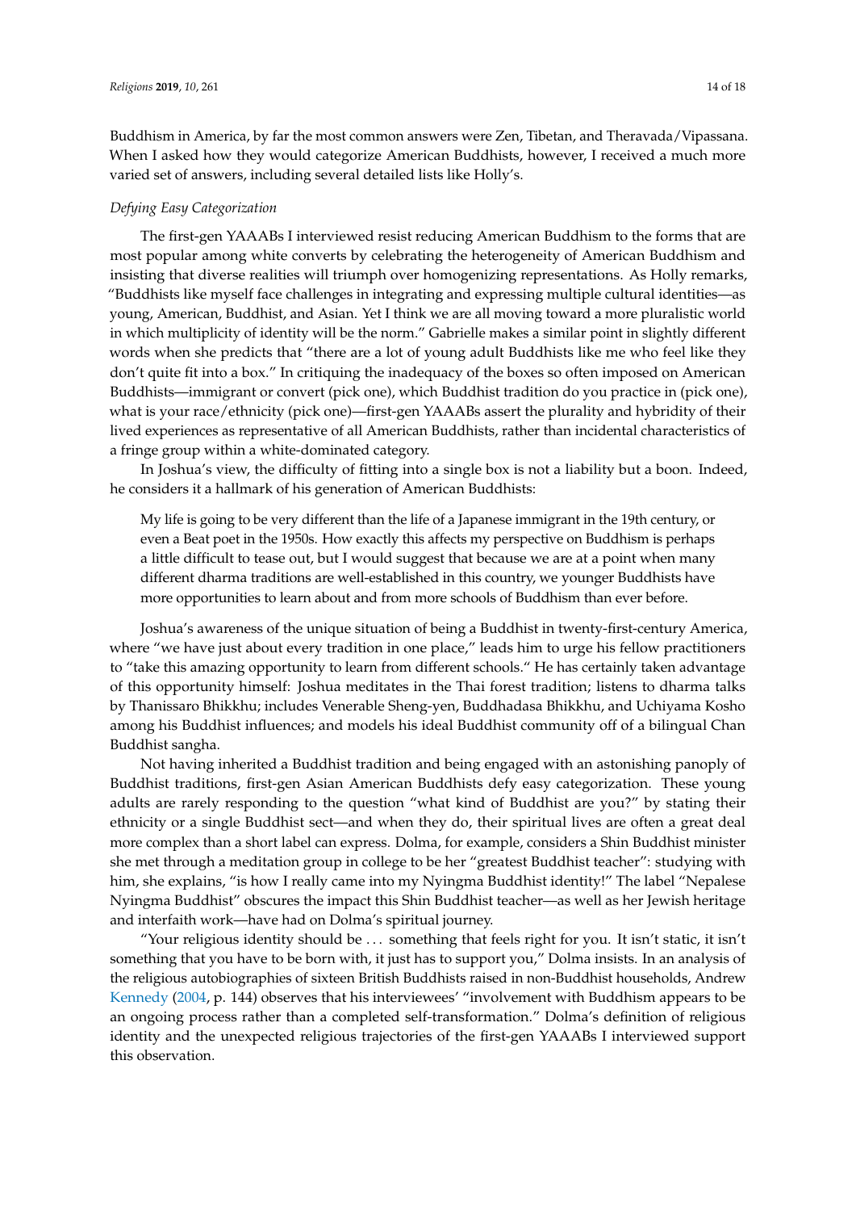Buddhism in America, by far the most common answers were Zen, Tibetan, and Theravada/Vipassana. When I asked how they would categorize American Buddhists, however, I received a much more varied set of answers, including several detailed lists like Holly's.

*Defying Easy Categorization*

The first-gen YAAABs I interviewed resist reducing American Buddhism to the forms that are most popular among white converts by celebrating the heterogeneity of American Buddhism and insisting that diverse realities will triumph over homogenizing representations. As Holly remarks, "Buddhists like myself face challenges in integrating and expressing multiple cultural identities—as young, American, Buddhist, and Asian. Yet I think we are all moving toward a more pluralistic world in which multiplicity of identity will be the norm." Gabrielle makes a similar point in slightly different words when she predicts that "there are a lot of young adult Buddhists like me who feel like they don't quite fit into a box." In critiquing the inadequacy of the boxes so often imposed on American Buddhists—immigrant or convert (pick one), which Buddhist tradition do you practice in (pick one), what is your race/ethnicity (pick one)—first-gen YAAABs assert the plurality and hybridity of their lived experiences as representative of all American Buddhists, rather than incidental characteristics of a fringe group within a white-dominated category.

In Joshua's view, the difficulty of fitting into a single box is not a liability but a boon. Indeed, he considers it a hallmark of his generation of American Buddhists:

> My life is going to be very different than the life of a Japanese immigrant in the 19th century, or even a Beat poet in the 1950s. How exactly this affects my perspective on Buddhism is perhaps a little difficult to tease out, but I would suggest that because we are at a point when many different dharma traditions are well-established in this country, we younger Buddhists have more opportunities to learn about and from more schools of Buddhism than ever before.

Joshua's awareness of the unique situation of being a Buddhist in twenty-first-century America, where "we have just about every tradition in one place," leads him to urge his fellow practitioners to "take this amazing opportunity to learn from different schools." He has certainly taken advantage of this opportunity himself: Joshua meditates in the Thai forest tradition; listens to dharma talks by Thanissaro Bhikkhu; includes Venerable Sheng-yen, Buddhadasa Bhikkhu, and Uchiyama Kosho among his Buddhist influences; and models his ideal Buddhist community off of a bilingual Chan Buddhist sangha.

Not having inherited a Buddhist tradition and being engaged with an astonishing panoply of Buddhist traditions, first-gen Asian American Buddhists defy easy categorization. These young adults are rarely responding to the question "what kind of Buddhist are you?" by stating their ethnicity or a single Buddhist sect—and when they do, their spiritual lives are often a great deal more complex than a short label can express. Dolma, for example, considers a Shin Buddhist minister she met through a meditation group in college to be her "greatest Buddhist teacher": studying with him, she explains, "is how I really came into my Nyingma Buddhist identity!" The label "Nepalese Nyingma Buddhist" obscures the impact this Shin Buddhist teacher—as well as her Jewish heritage and interfaith work—have had on Dolma's spiritual journey.

"Your religious identity should be . . . something that feels right for you. It isn't static, it isn't something that you have to be born with, it just has to support you," Dolma insists. In an analysis of the religious autobiographies of sixteen British Buddhists raised in non-Buddhist households, Andrew Kennedy (2004, p. 144) observes that his interviewees' "involvement with Buddhism appears to be an ongoing process rather than a completed self-transformation." Dolma's definition of religious identity and the unexpected religious trajectories of the first-gen YAAABs I interviewed support this observation.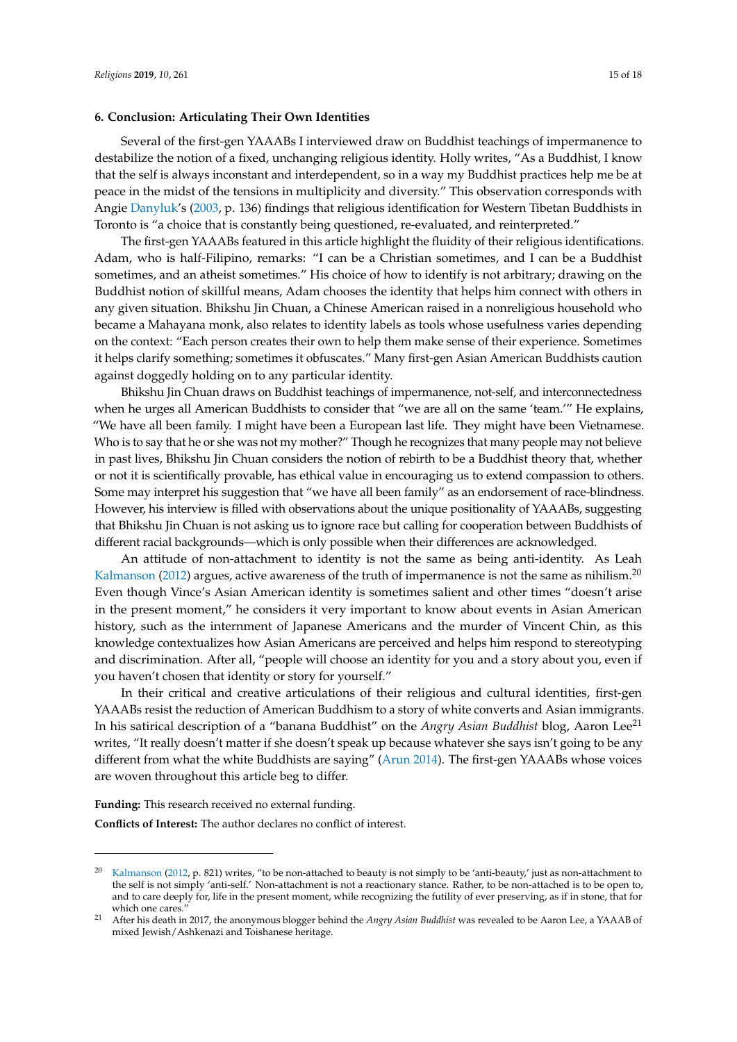## 6. Conclusion: Articulating Their Own Identities

Several of the first-gen YAAABs I interviewed draw on Buddhist teachings of impermanence to destabilize the notion of a fixed, unchanging religious identity. Holly writes, "As a Buddhist, I know that the self is always inconstant and interdependent, so in a way my Buddhist practices help me be at peace in the midst of the tensions in multiplicity and diversity." This observation corresponds with Angie Danyluk's (2003, p. 136) findings that religious identification for Western Tibetan Buddhists in Toronto is "a choice that is constantly being questioned, re-evaluated, and reinterpreted."

The first-gen YAAABs featured in this article highlight the fluidity of their religious identifications. Adam, who is half-Filipino, remarks: "I can be a Christian sometimes, and I can be a Buddhist sometimes, and an atheist sometimes." His choice of how to identify is not arbitrary; drawing on the Buddhist notion of skillful means, Adam chooses the identity that helps him connect with others in any given situation. Bhikshu Jin Chuan, a Chinese American raised in a nonreligious household who became a Mahayana monk, also relates to identity labels as tools whose usefulness varies depending on the context: "Each person creates their own to help them make sense of their experience. Sometimes it helps clarify something; sometimes it obfuscates." Many first-gen Asian American Buddhists caution against doggedly holding on to any particular identity.

Bhikshu Jin Chuan draws on Buddhist teachings of impermanence, not-self, and interconnectedness when he urges all American Buddhists to consider that "we are all on the same 'team.'" He explains, "We have all been family. I might have been a European last life. They might have been Vietnamese. Who is to say that he or she was not my mother?" Though he recognizes that many people may not believe in past lives, Bhikshu Jin Chuan considers the notion of rebirth to be a Buddhist theory that, whether or not it is scientifically provable, has ethical value in encouraging us to extend compassion to others. Some may interpret his suggestion that "we have all been family" as an endorsement of race-blindness. However, his interview is filled with observations about the unique positionality of YAAABs, suggesting that Bhikshu Jin Chuan is not asking us to ignore race but calling for cooperation between Buddhists of different racial backgrounds—which is only possible when their differences are acknowledged.

An attitude of non-attachment to identity is not the same as being anti-identity. As Leah Kalmanson (2012) argues, active awareness of the truth of impermanence is not the same as nihilism.[20] Even though Vince's Asian American identity is sometimes salient and other times "doesn't arise in the present moment," he considers it very important to know about events in Asian American history, such as the internment of Japanese Americans and the murder of Vincent Chin, as this knowledge contextualizes how Asian Americans are perceived and helps him respond to stereotyping and discrimination. After all, "people will choose an identity for you and a story about you, even if you haven't chosen that identity or story for yourself."

In their critical and creative articulations of their religious and cultural identities, first-gen YAAABs resist the reduction of American Buddhism to a story of white converts and Asian immigrants. In his satirical description of a "banana Buddhist" on the *Angry Asian Buddhist* blog, Aaron Lee[21] writes, "It really doesn't matter if she doesn't speak up because whatever she says isn't going to be any different from what the white Buddhists are saying" (Arun 2014). The first-gen YAAABs whose voices are woven throughout this article beg to differ.

**Funding:** This research received no external funding.

**Conflicts of Interest:** The author declares no conflict of interest.

---

[20] Kalmanson (2012, p. 821) writes, "to be non-attached to beauty is not simply to be 'anti-beauty,' just as non-attachment to the self is not simply 'anti-self.' Non-attachment is not a reactionary stance. Rather, to be non-attached is to be open to, and to care deeply for, life in the present moment, while recognizing the futility of ever preserving, as if in stone, that for which one cares."

[21] After his death in 2017, the anonymous blogger behind the *Angry Asian Buddhist* was revealed to be Aaron Lee, a YAAAB of mixed Jewish/Ashkenazi and Toishanese heritage.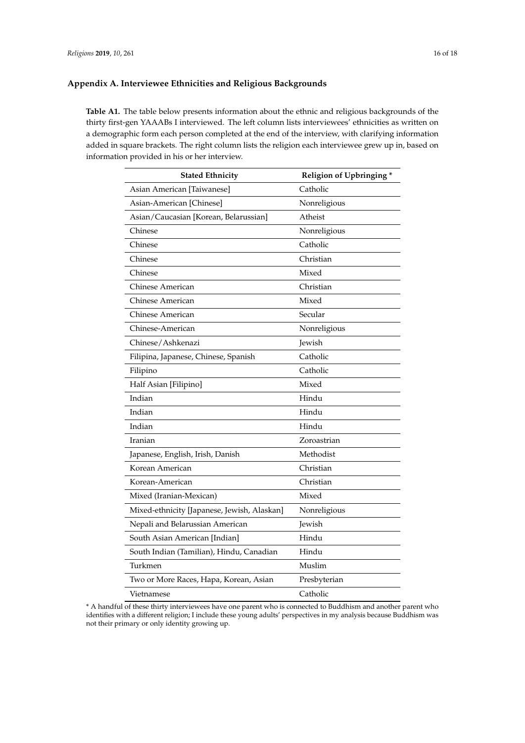## Appendix A. Interviewee Ethnicities and Religious Backgrounds

**Table A1.** The table below presents information about the ethnic and religious backgrounds of the thirty first-gen YAAABs I interviewed. The left column lists interviewees' ethnicities as written on a demographic form each person completed at the end of the interview, with clarifying information added in square brackets. The right column lists the religion each interviewee grew up in, based on information provided in his or her interview.

| Stated Ethnicity | Religion of Upbringing * |
| --- | --- |
| Asian American [Taiwanese] | Catholic |
| Asian-American [Chinese] | Nonreligious |
| Asian/Caucasian [Korean, Belarussian] | Atheist |
| Chinese | Nonreligious |
| Chinese | Catholic |
| Chinese | Christian |
| Chinese | Mixed |
| Chinese American | Christian |
| Chinese American | Mixed |
| Chinese American | Secular |
| Chinese-American | Nonreligious |
| Chinese/Ashkenazi | Jewish |
| Filipina, Japanese, Chinese, Spanish | Catholic |
| Filipino | Catholic |
| Half Asian [Filipino] | Mixed |
| Indian | Hindu |
| Indian | Hindu |
| Indian | Hindu |
| Iranian | Zoroastrian |
| Japanese, English, Irish, Danish | Methodist |
| Korean American | Christian |
| Korean-American | Christian |
| Mixed (Iranian-Mexican) | Mixed |
| Mixed-ethnicity [Japanese, Jewish, Alaskan] | Nonreligious |
| Nepali and Belarussian American | Jewish |
| South Asian American [Indian] | Hindu |
| South Indian (Tamilian), Hindu, Canadian | Hindu |
| Turkmen | Muslim |
| Two or More Races, Hapa, Korean, Asian | Presbyterian |
| Vietnamese | Catholic |

* A handful of these thirty interviewees have one parent who is connected to Buddhism and another parent who identifies with a different religion; I include these young adults' perspectives in my analysis because Buddhism was not their primary or only identity growing up.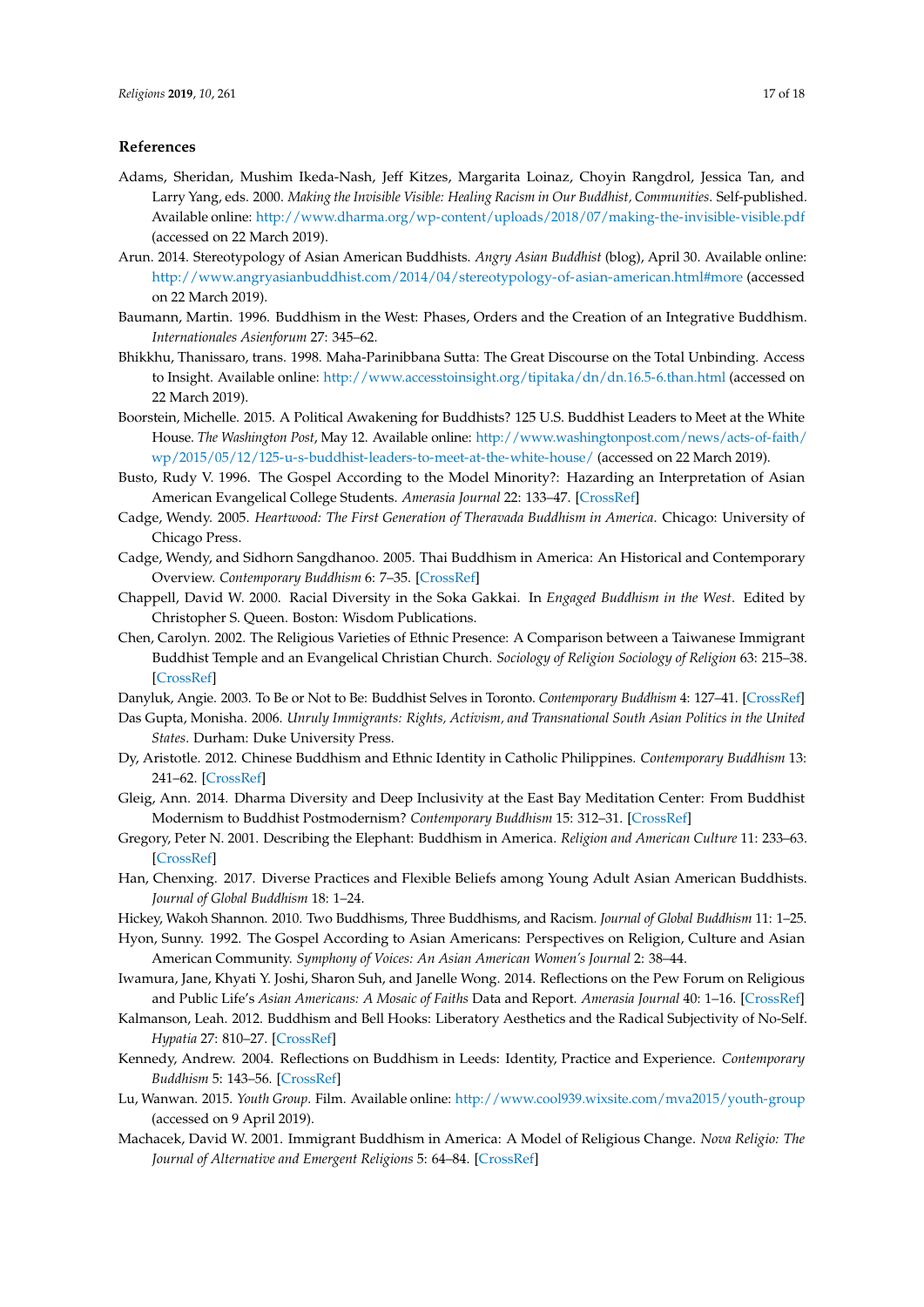## References

Adams, Sheridan, Mushim Ikeda-Nash, Jeff Kitzes, Margarita Loinaz, Choyin Rangdrol, Jessica Tan, and Larry Yang, eds. 2000. *Making the Invisible Visible: Healing Racism in Our Buddhist, Communities*. Self-published. Available online: http://www.dharma.org/wp-content/uploads/2018/07/making-the-invisible-visible.pdf (accessed on 22 March 2019).

Arun. 2014. Stereotypology of Asian American Buddhists. *Angry Asian Buddhist* (blog), April 30. Available online: http://www.angryasianbuddhist.com/2014/04/stereotypology-of-asian-american.html#more (accessed on 22 March 2019).

Baumann, Martin. 1996. Buddhism in the West: Phases, Orders and the Creation of an Integrative Buddhism. *Internationales Asienforum* 27: 345–62.

Bhikkhu, Thanissaro, trans. 1998. Maha-Parinibbana Sutta: The Great Discourse on the Total Unbinding. Access to Insight. Available online: http://www.accesstoinsight.org/tipitaka/dn/dn.16.5-6.than.html (accessed on 22 March 2019).

Boorstein, Michelle. 2015. A Political Awakening for Buddhists? 125 U.S. Buddhist Leaders to Meet at the White House. *The Washington Post*, May 12. Available online: http://www.washingtonpost.com/news/acts-of-faith/wp/2015/05/12/125-u-s-buddhist-leaders-to-meet-at-the-white-house/ (accessed on 22 March 2019).

Busto, Rudy V. 1996. The Gospel According to the Model Minority?: Hazarding an Interpretation of Asian American Evangelical College Students. *Amerasia Journal* 22: 133–47. [CrossRef]

Cadge, Wendy. 2005. *Heartwood: The First Generation of Theravada Buddhism in America*. Chicago: University of Chicago Press.

Cadge, Wendy, and Sidhorn Sangdhanoo. 2005. Thai Buddhism in America: An Historical and Contemporary Overview. *Contemporary Buddhism* 6: 7–35. [CrossRef]

Chappell, David W. 2000. Racial Diversity in the Soka Gakkai. In *Engaged Buddhism in the West*. Edited by Christopher S. Queen. Boston: Wisdom Publications.

Chen, Carolyn. 2002. The Religious Varieties of Ethnic Presence: A Comparison between a Taiwanese Immigrant Buddhist Temple and an Evangelical Christian Church. *Sociology of Religion Sociology of Religion* 63: 215–38. [CrossRef]

Danyluk, Angie. 2003. To Be or Not to Be: Buddhist Selves in Toronto. *Contemporary Buddhism* 4: 127–41. [CrossRef]

Das Gupta, Monisha. 2006. *Unruly Immigrants: Rights, Activism, and Transnational South Asian Politics in the United States*. Durham: Duke University Press.

Dy, Aristotle. 2012. Chinese Buddhism and Ethnic Identity in Catholic Philippines. *Contemporary Buddhism* 13: 241–62. [CrossRef]

Gleig, Ann. 2014. Dharma Diversity and Deep Inclusivity at the East Bay Meditation Center: From Buddhist Modernism to Buddhist Postmodernism? *Contemporary Buddhism* 15: 312–31. [CrossRef]

Gregory, Peter N. 2001. Describing the Elephant: Buddhism in America. *Religion and American Culture* 11: 233–63. [CrossRef]

Han, Chenxing. 2017. Diverse Practices and Flexible Beliefs among Young Adult Asian American Buddhists. *Journal of Global Buddhism* 18: 1–24.

Hickey, Wakoh Shannon. 2010. Two Buddhisms, Three Buddhisms, and Racism. *Journal of Global Buddhism* 11: 1–25.

Hyon, Sunny. 1992. The Gospel According to Asian Americans: Perspectives on Religion, Culture and Asian American Community. *Symphony of Voices: An Asian American Women's Journal* 2: 38–44.

Iwamura, Jane, Khyati Y. Joshi, Sharon Suh, and Janelle Wong. 2014. Reflections on the Pew Forum on Religious and Public Life's *Asian Americans: A Mosaic of Faiths* Data and Report. *Amerasia Journal* 40: 1–16. [CrossRef]

Kalmanson, Leah. 2012. Buddhism and Bell Hooks: Liberatory Aesthetics and the Radical Subjectivity of No-Self. *Hypatia* 27: 810–27. [CrossRef]

Kennedy, Andrew. 2004. Reflections on Buddhism in Leeds: Identity, Practice and Experience. *Contemporary Buddhism* 5: 143–56. [CrossRef]

Lu, Wanwan. 2015. *Youth Group*. Film. Available online: http://www.cool939.wixsite.com/mva2015/youth-group (accessed on 9 April 2019).

Machacek, David W. 2001. Immigrant Buddhism in America: A Model of Religious Change. *Nova Religio: The Journal of Alternative and Emergent Religions* 5: 64–84. [CrossRef]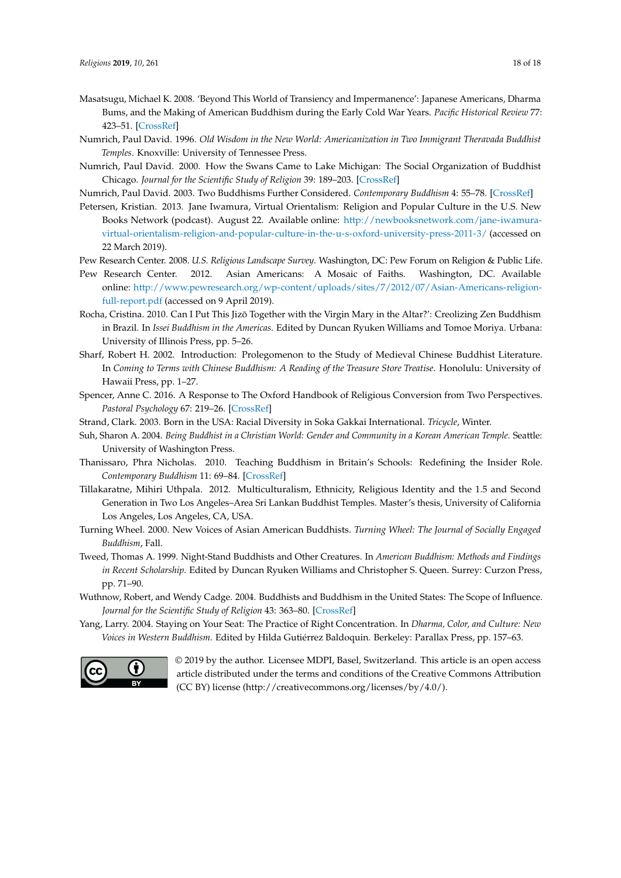Masatsugu, Michael K. 2008. 'Beyond This World of Transiency and Impermanence': Japanese Americans, Dharma Bums, and the Making of American Buddhism during the Early Cold War Years. *Pacific Historical Review* 77: 423–51. [CrossRef]

Numrich, Paul David. 1996. *Old Wisdom in the New World: Americanization in Two Immigrant Theravada Buddhist Temples*. Knoxville: University of Tennessee Press.

Numrich, Paul David. 2000. How the Swans Came to Lake Michigan: The Social Organization of Buddhist Chicago. *Journal for the Scientific Study of Religion* 39: 189–203. [CrossRef]

Numrich, Paul David. 2003. Two Buddhisms Further Considered. *Contemporary Buddhism* 4: 55–78. [CrossRef]

Petersen, Kristian. 2013. Jane Iwamura, Virtual Orientalism: Religion and Popular Culture in the U.S. New Books Network (podcast). August 22. Available online: http://newbooksnetwork.com/jane-iwamura-virtual-orientalism-religion-and-popular-culture-in-the-u-s-oxford-university-press-2011-3/ (accessed on 22 March 2019).

Pew Research Center. 2008. *U.S. Religious Landscape Survey*. Washington, DC: Pew Forum on Religion & Public Life.

Pew Research Center. 2012. Asian Americans: A Mosaic of Faiths. Washington, DC. Available online: http://www.pewresearch.org/wp-content/uploads/sites/7/2012/07/Asian-Americans-religion-full-report.pdf (accessed on 9 April 2019).

Rocha, Cristina. 2010. Can I Put This Jizō Together with the Virgin Mary in the Altar?': Creolizing Zen Buddhism in Brazil. In *Issei Buddhism in the Americas*. Edited by Duncan Ryuken Williams and Tomoe Moriya. Urbana: University of Illinois Press, pp. 5–26.

Sharf, Robert H. 2002. Introduction: Prolegomenon to the Study of Medieval Chinese Buddhist Literature. In *Coming to Terms with Chinese Buddhism: A Reading of the Treasure Store Treatise*. Honolulu: University of Hawaii Press, pp. 1–27.

Spencer, Anne C. 2016. A Response to The Oxford Handbook of Religious Conversion from Two Perspectives. *Pastoral Psychology* 67: 219–26. [CrossRef]

Strand, Clark. 2003. Born in the USA: Racial Diversity in Soka Gakkai International. *Tricycle*, Winter.

Suh, Sharon A. 2004. *Being Buddhist in a Christian World: Gender and Community in a Korean American Temple*. Seattle: University of Washington Press.

Thanissaro, Phra Nicholas. 2010. Teaching Buddhism in Britain's Schools: Redefining the Insider Role. *Contemporary Buddhism* 11: 69–84. [CrossRef]

Tillakaratne, Mihiri Uthpala. 2012. Multiculturalism, Ethnicity, Religious Identity and the 1.5 and Second Generation in Two Los Angeles–Area Sri Lankan Buddhist Temples. Master's thesis, University of California Los Angeles, Los Angeles, CA, USA.

Turning Wheel. 2000. New Voices of Asian American Buddhists. *Turning Wheel: The Journal of Socially Engaged Buddhism*, Fall.

Tweed, Thomas A. 1999. Night-Stand Buddhists and Other Creatures. In *American Buddhism: Methods and Findings in Recent Scholarship*. Edited by Duncan Ryuken Williams and Christopher S. Queen. Surrey: Curzon Press, pp. 71–90.

Wuthnow, Robert, and Wendy Cadge. 2004. Buddhists and Buddhism in the United States: The Scope of Influence. *Journal for the Scientific Study of Religion* 43: 363–80. [CrossRef]

Yang, Larry. 2004. Staying on Your Seat: The Practice of Right Concentration. In *Dharma, Color, and Culture: New Voices in Western Buddhism*. Edited by Hilda Gutiérrez Baldoquin. Berkeley: Parallax Press, pp. 157–63.

© 2019 by the author. Licensee MDPI, Basel, Switzerland. This article is an open access article distributed under the terms and conditions of the Creative Commons Attribution (CC BY) license (http://creativecommons.org/licenses/by/4.0/).